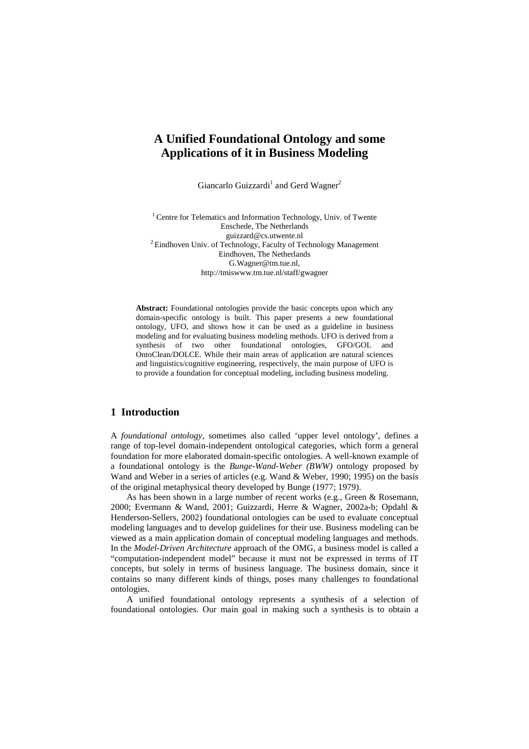# A Unified Foundational Ontology and some Applications of it in Business Modeling

Giancarlo Guizzardi[1] and Gerd Wagner[2]

[1] Centre for Telematics and Information Technology, Univ. of Twente  
Enschede, The Netherlands  
guizzard@cs.utwente.nl  
[2] Eindhoven Univ. of Technology, Faculty of Technology Management  
Eindhoven, The Netherlands  
G.Wagner@tm.tue.nl,  
http://tmiswww.tm.tue.nl/staff/gwagner

**Abstract:** Foundational ontologies provide the basic concepts upon which any domain-specific ontology is built. This paper presents a new foundational ontology, UFO, and shows how it can be used as a guideline in business modeling and for evaluating business modeling methods. UFO is derived from a synthesis of two other foundational ontologies, GFO/GOL and OntoClean/DOLCE. While their main areas of application are natural sciences and linguistics/cognitive engineering, respectively, the main purpose of UFO is to provide a foundation for conceptual modeling, including business modeling.

## 1 Introduction

A *foundational ontology*, sometimes also called 'upper level ontology', defines a range of top-level domain-independent ontological categories, which form a general foundation for more elaborated domain-specific ontologies. A well-known example of a foundational ontology is the *Bunge-Wand-Weber (BWW)* ontology proposed by Wand and Weber in a series of articles (e.g. Wand & Weber, 1990; 1995) on the basis of the original metaphysical theory developed by Bunge (1977; 1979).

As has been shown in a large number of recent works (e.g., Green & Rosemann, 2000; Evermann & Wand, 2001; Guizzardi, Herre & Wagner, 2002a-b; Opdahl & Henderson-Sellers, 2002) foundational ontologies can be used to evaluate conceptual modeling languages and to develop guidelines for their use. Business modeling can be viewed as a main application domain of conceptual modeling languages and methods. In the *Model-Driven Architecture* approach of the OMG, a business model is called a "computation-independent model" because it must not be expressed in terms of IT concepts, but solely in terms of business language. The business domain, since it contains so many different kinds of things, poses many challenges to foundational ontologies.

A unified foundational ontology represents a synthesis of a selection of foundational ontologies. Our main goal in making such a synthesis is to obtain a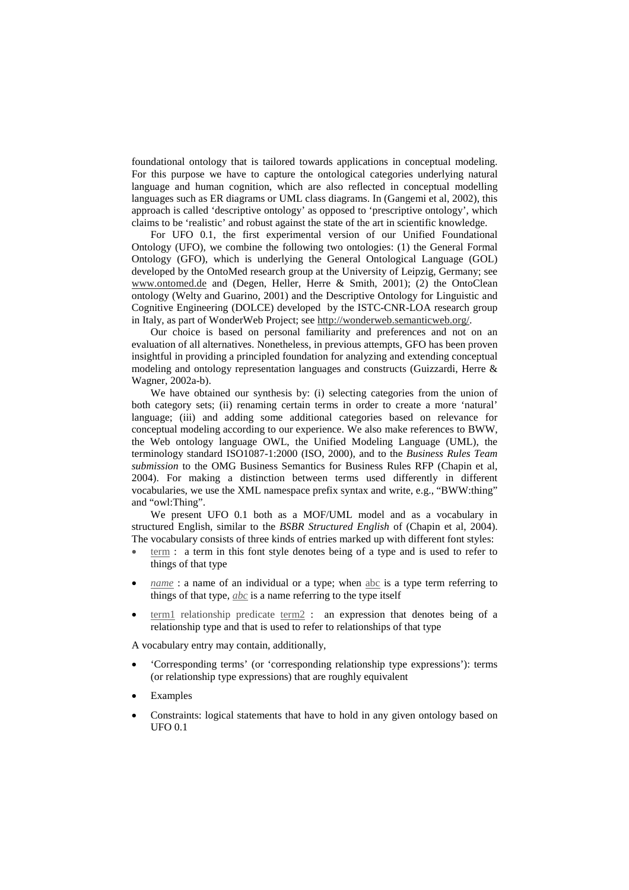foundational ontology that is tailored towards applications in conceptual modeling. For this purpose we have to capture the ontological categories underlying natural language and human cognition, which are also reflected in conceptual modelling languages such as ER diagrams or UML class diagrams. In (Gangemi et al, 2002), this approach is called 'descriptive ontology' as opposed to 'prescriptive ontology', which claims to be 'realistic' and robust against the state of the art in scientific knowledge.

For UFO 0.1, the first experimental version of our Unified Foundational Ontology (UFO), we combine the following two ontologies: (1) the General Formal Ontology (GFO), which is underlying the General Ontological Language (GOL) developed by the OntoMed research group at the University of Leipzig, Germany; see www.ontomed.de and (Degen, Heller, Herre & Smith, 2001); (2) the OntoClean ontology (Welty and Guarino, 2001) and the Descriptive Ontology for Linguistic and Cognitive Engineering (DOLCE) developed by the ISTC-CNR-LOA research group in Italy, as part of WonderWeb Project; see http://wonderweb.semanticweb.org/.

Our choice is based on personal familiarity and preferences and not on an evaluation of all alternatives. Nonetheless, in previous attempts, GFO has been proven insightful in providing a principled foundation for analyzing and extending conceptual modeling and ontology representation languages and constructs (Guizzardi, Herre & Wagner, 2002a-b).

We have obtained our synthesis by: (i) selecting categories from the union of both category sets; (ii) renaming certain terms in order to create a more 'natural' language; (iii) and adding some additional categories based on relevance for conceptual modeling according to our experience. We also make references to BWW, the Web ontology language OWL, the Unified Modeling Language (UML), the terminology standard ISO1087-1:2000 (ISO, 2000), and to the *Business Rules Team submission* to the OMG Business Semantics for Business Rules RFP (Chapin et al, 2004). For making a distinction between terms used differently in different vocabularies, we use the XML namespace prefix syntax and write, e.g., "BWW:thing" and "owl:Thing".

We present UFO 0.1 both as a MOF/UML model and as a vocabulary in structured English, similar to the *BSBR Structured English* of (Chapin et al, 2004). The vocabulary consists of three kinds of entries marked up with different font styles:

- term : a term in this font style denotes being of a type and is used to refer to things of that type
- *name* : a name of an individual or a type; when abc is a type term referring to things of that type, *abc* is a name referring to the type itself
- term1 relationship predicate term2 : an expression that denotes being of a relationship type and that is used to refer to relationships of that type

A vocabulary entry may contain, additionally,

- 'Corresponding terms' (or 'corresponding relationship type expressions'): terms (or relationship type expressions) that are roughly equivalent
- Examples
- Constraints: logical statements that have to hold in any given ontology based on UFO 0.1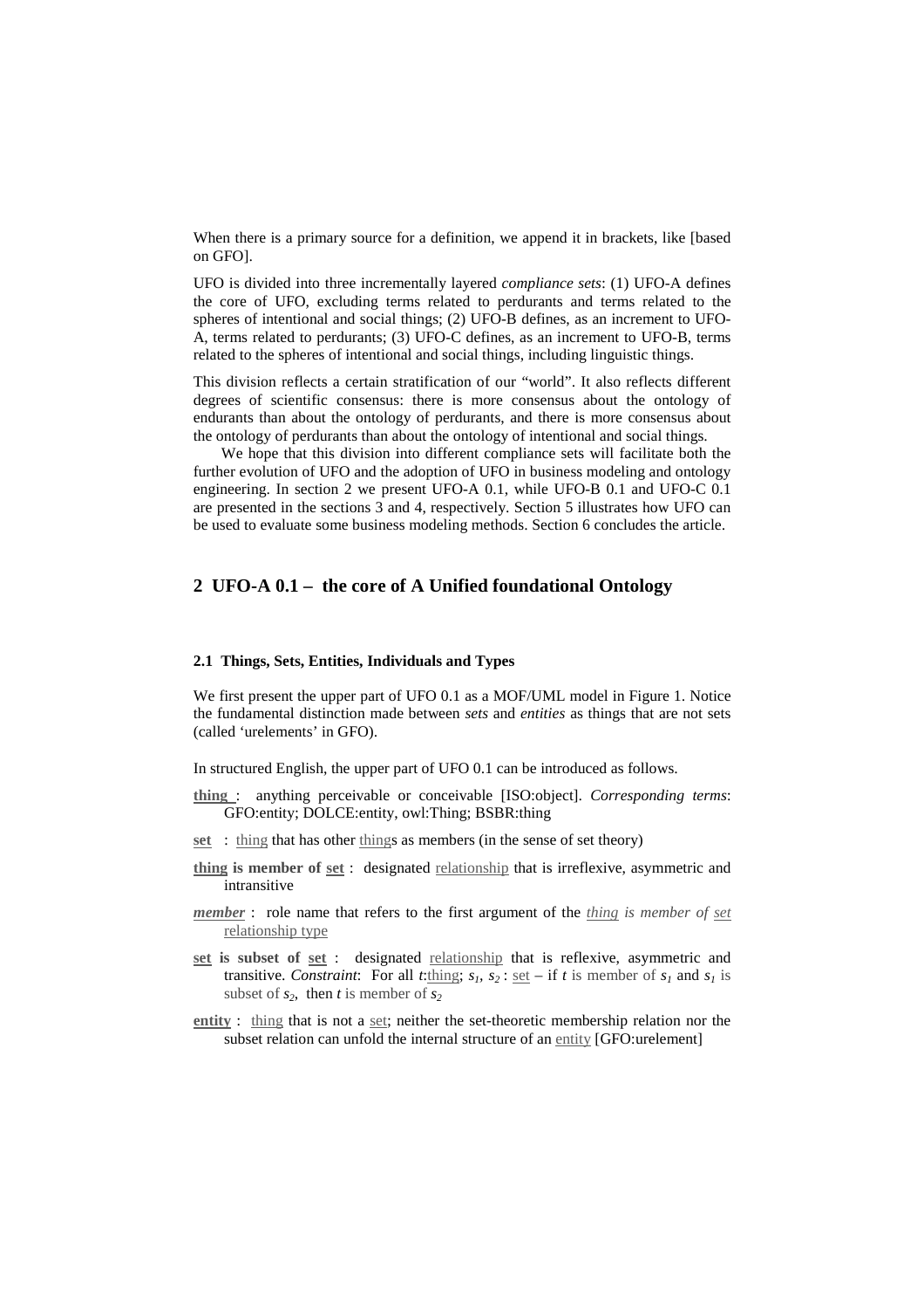When there is a primary source for a definition, we append it in brackets, like [based on GFO].

UFO is divided into three incrementally layered *compliance sets*: (1) UFO-A defines the core of UFO, excluding terms related to perdurants and terms related to the spheres of intentional and social things; (2) UFO-B defines, as an increment to UFO-A, terms related to perdurants; (3) UFO-C defines, as an increment to UFO-B, terms related to the spheres of intentional and social things, including linguistic things.

This division reflects a certain stratification of our "world". It also reflects different degrees of scientific consensus: there is more consensus about the ontology of endurants than about the ontology of perdurants, and there is more consensus about the ontology of perdurants than about the ontology of intentional and social things.

We hope that this division into different compliance sets will facilitate both the further evolution of UFO and the adoption of UFO in business modeling and ontology engineering. In section 2 we present UFO-A 0.1, while UFO-B 0.1 and UFO-C 0.1 are presented in the sections 3 and 4, respectively. Section 5 illustrates how UFO can be used to evaluate some business modeling methods. Section 6 concludes the article.

## 2 UFO-A 0.1 – the core of A Unified foundational Ontology

### 2.1 Things, Sets, Entities, Individuals and Types

We first present the upper part of UFO 0.1 as a MOF/UML model in Figure 1. Notice the fundamental distinction made between *sets* and *entities* as things that are not sets (called 'urelements' in GFO).

In structured English, the upper part of UFO 0.1 can be introduced as follows.

**thing** : anything perceivable or conceivable [ISO:object]. *Corresponding terms*: GFO:entity; DOLCE:entity, owl:Thing; BSBR:thing

**set** : thing that has other things as members (in the sense of set theory)

**thing is member of set** : designated relationship that is irreflexive, asymmetric and intransitive

***member*** : role name that refers to the first argument of the *thing is member of set* relationship type

**set is subset of set** : designated relationship that is reflexive, asymmetric and transitive. *Constraint*: For all $t$:thing; $s_1$, $s_2$ : set – if $t$ is member of $s_1$ and $s_1$ is subset of $s_2$, then $t$ is member of $s_2$

**entity** : thing that is not a set; neither the set-theoretic membership relation nor the subset relation can unfold the internal structure of an entity [GFO:urelement]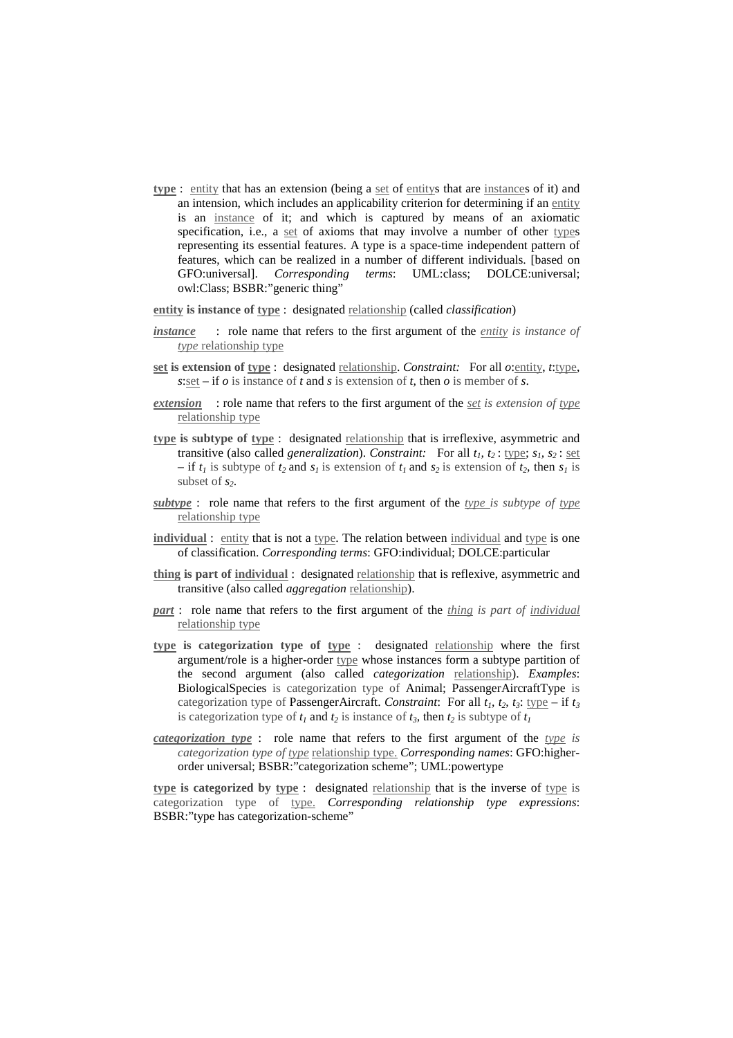**type** : entity that has an extension (being a set of entitys that are instances of it) and an intension, which includes an applicability criterion for determining if an entity is an instance of it; and which is captured by means of an axiomatic specification, i.e., a set of axioms that may involve a number of other types representing its essential features. A type is a space-time independent pattern of features, which can be realized in a number of different individuals. [based on GFO:universal]. *Corresponding terms*: UML:class; DOLCE:universal; owl:Class; BSBR:"generic thing"

**entity is instance of type** : designated relationship (called *classification*)

***instance*** : role name that refers to the first argument of the *entity is instance of type* relationship type

**set is extension of type** : designated relationship. *Constraint:* For all *o*:entity, *t*:type, *s*:set – if *o* is instance of *t* and *s* is extension of *t*, then *o* is member of *s*.

***extension*** : role name that refers to the first argument of the *set is extension of type* relationship type

**type is subtype of type** : designated relationship that is irreflexive, asymmetric and transitive (also called *generalization*). *Constraint:* For all $t_1$, $t_2$ : type; $s_1$, $s_2$ : set – if $t_1$ is subtype of $t_2$ and $s_1$ is extension of $t_1$ and $s_2$ is extension of $t_2$, then $s_1$ is subset of $s_2$.

***subtype*** : role name that refers to the first argument of the *type is subtype of type* relationship type

**individual** : entity that is not a type. The relation between individual and type is one of classification. *Corresponding terms*: GFO:individual; DOLCE:particular

**thing is part of individual** : designated relationship that is reflexive, asymmetric and transitive (also called *aggregation* relationship).

***part*** : role name that refers to the first argument of the *thing is part of individual* relationship type

**type is categorization type of type** : designated relationship where the first argument/role is a higher-order type whose instances form a subtype partition of the second argument (also called *categorization* relationship). *Examples*: BiologicalSpecies is categorization type of Animal; PassengerAircraftType is categorization type of PassengerAircraft. *Constraint*: For all $t_1$, $t_2$, $t_3$: type – if $t_3$ is categorization type of $t_1$ and $t_2$ is instance of $t_3$, then $t_2$ is subtype of $t_1$

***categorization type*** : role name that refers to the first argument of the *type is categorization type of type* relationship type. *Corresponding names*: GFO:higher-order universal; BSBR:"categorization scheme"; UML:powertype

**type is categorized by type** : designated relationship that is the inverse of type is categorization type of type. *Corresponding relationship type expressions*: BSBR:"type has categorization-scheme"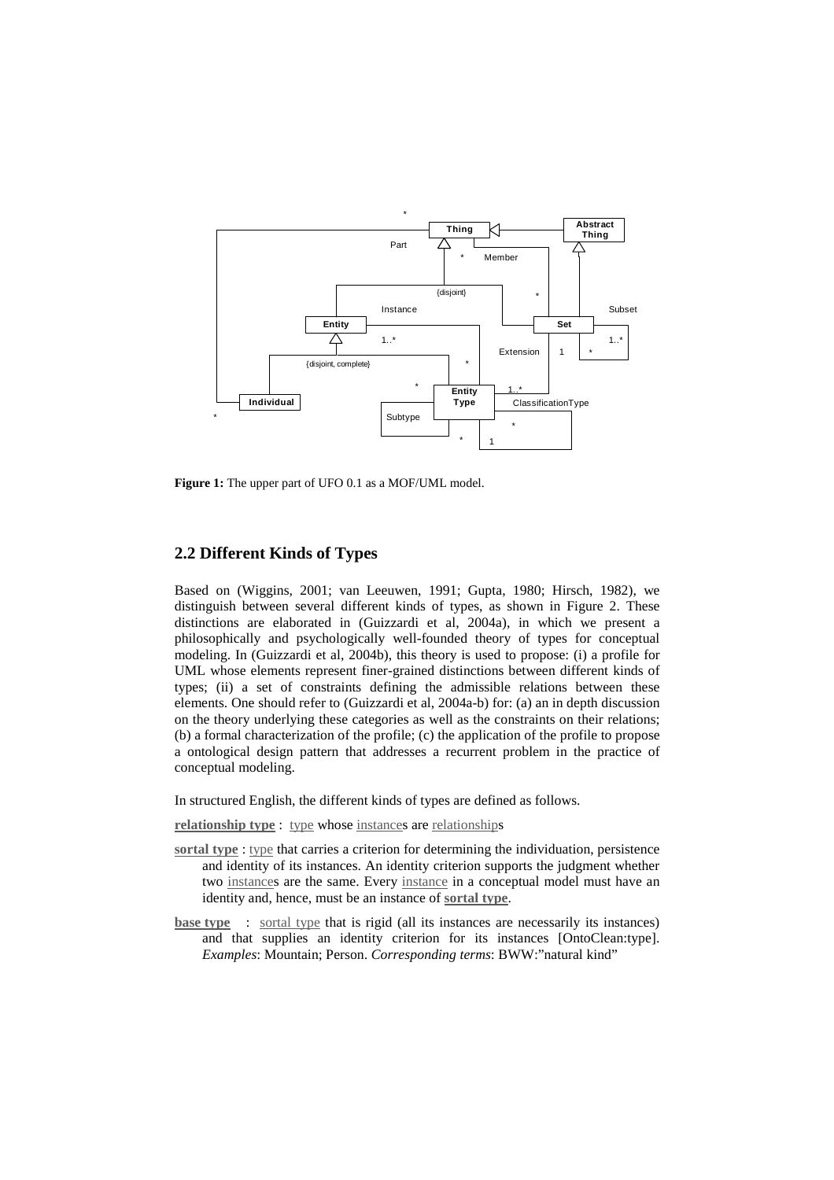**Figure 1:** The upper part of UFO 0.1 as a MOF/UML model.

## 2.2 Different Kinds of Types

Based on (Wiggins, 2001; van Leeuwen, 1991; Gupta, 1980; Hirsch, 1982), we distinguish between several different kinds of types, as shown in Figure 2. These distinctions are elaborated in (Guizzardi et al, 2004a), in which we present a philosophically and psychologically well-founded theory of types for conceptual modeling. In (Guizzardi et al, 2004b), this theory is used to propose: (i) a profile for UML whose elements represent finer-grained distinctions between different kinds of types; (ii) a set of constraints defining the admissible relations between these elements. One should refer to (Guizzardi et al, 2004a-b) for: (a) an in depth discussion on the theory underlying these categories as well as the constraints on their relations; (b) a formal characterization of the profile; (c) the application of the profile to propose a ontological design pattern that addresses a recurrent problem in the practice of conceptual modeling.

In structured English, the different kinds of types are defined as follows.

**relationship type** : type whose instances are relationships

**sortal type** : type that carries a criterion for determining the individuation, persistence and identity of its instances. An identity criterion supports the judgment whether two instances are the same. Every instance in a conceptual model must have an identity and, hence, must be an instance of **sortal type**.

**base type** : sortal type that is rigid (all its instances are necessarily its instances) and that supplies an identity criterion for its instances [OntoClean:type]. *Examples*: Mountain; Person. *Corresponding terms*: BWW:"natural kind"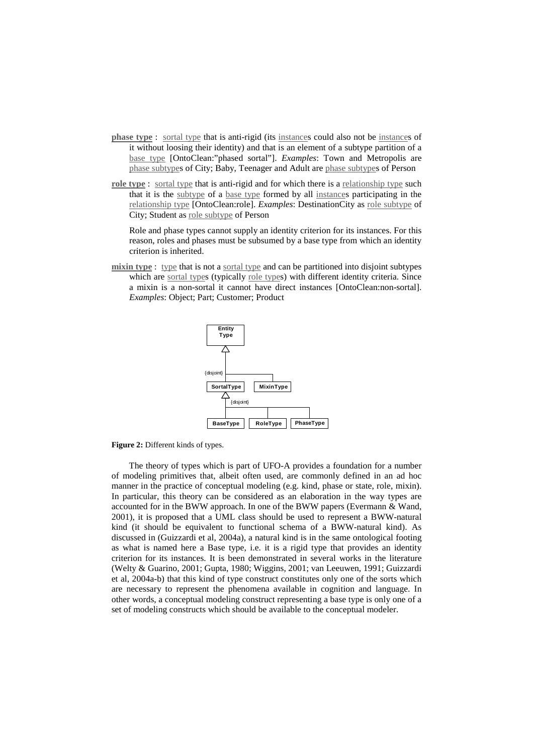**phase type** : sortal type that is anti-rigid (its instances could also not be instances of it without loosing their identity) and that is an element of a subtype partition of a base type [OntoClean:"phased sortal"]. *Examples*: Town and Metropolis are phase subtypes of City; Baby, Teenager and Adult are phase subtypes of Person

**role type** : sortal type that is anti-rigid and for which there is a relationship type such that it is the subtype of a base type formed by all instances participating in the relationship type [OntoClean:role]. *Examples*: DestinationCity as role subtype of City; Student as role subtype of Person

Role and phase types cannot supply an identity criterion for its instances. For this reason, roles and phases must be subsumed by a base type from which an identity criterion is inherited.

**mixin type** : type that is not a sortal type and can be partitioned into disjoint subtypes which are sortal types (typically role types) with different identity criteria. Since a mixin is a non-sortal it cannot have direct instances [OntoClean:non-sortal]. *Examples*: Object; Part; Customer; Product

**Figure 2:** Different kinds of types.

The theory of types which is part of UFO-A provides a foundation for a number of modeling primitives that, albeit often used, are commonly defined in an ad hoc manner in the practice of conceptual modeling (e.g. kind, phase or state, role, mixin). In particular, this theory can be considered as an elaboration in the way types are accounted for in the BWW approach. In one of the BWW papers (Evermann & Wand, 2001), it is proposed that a UML class should be used to represent a BWW-natural kind (it should be equivalent to functional schema of a BWW-natural kind). As discussed in (Guizzardi et al, 2004a), a natural kind is in the same ontological footing as what is named here a Base type, i.e. it is a rigid type that provides an identity criterion for its instances. It is been demonstrated in several works in the literature (Welty & Guarino, 2001; Gupta, 1980; Wiggins, 2001; van Leeuwen, 1991; Guizzardi et al, 2004a-b) that this kind of type construct constitutes only one of the sorts which are necessary to represent the phenomena available in cognition and language. In other words, a conceptual modeling construct representing a base type is only one of a set of modeling constructs which should be available to the conceptual modeler.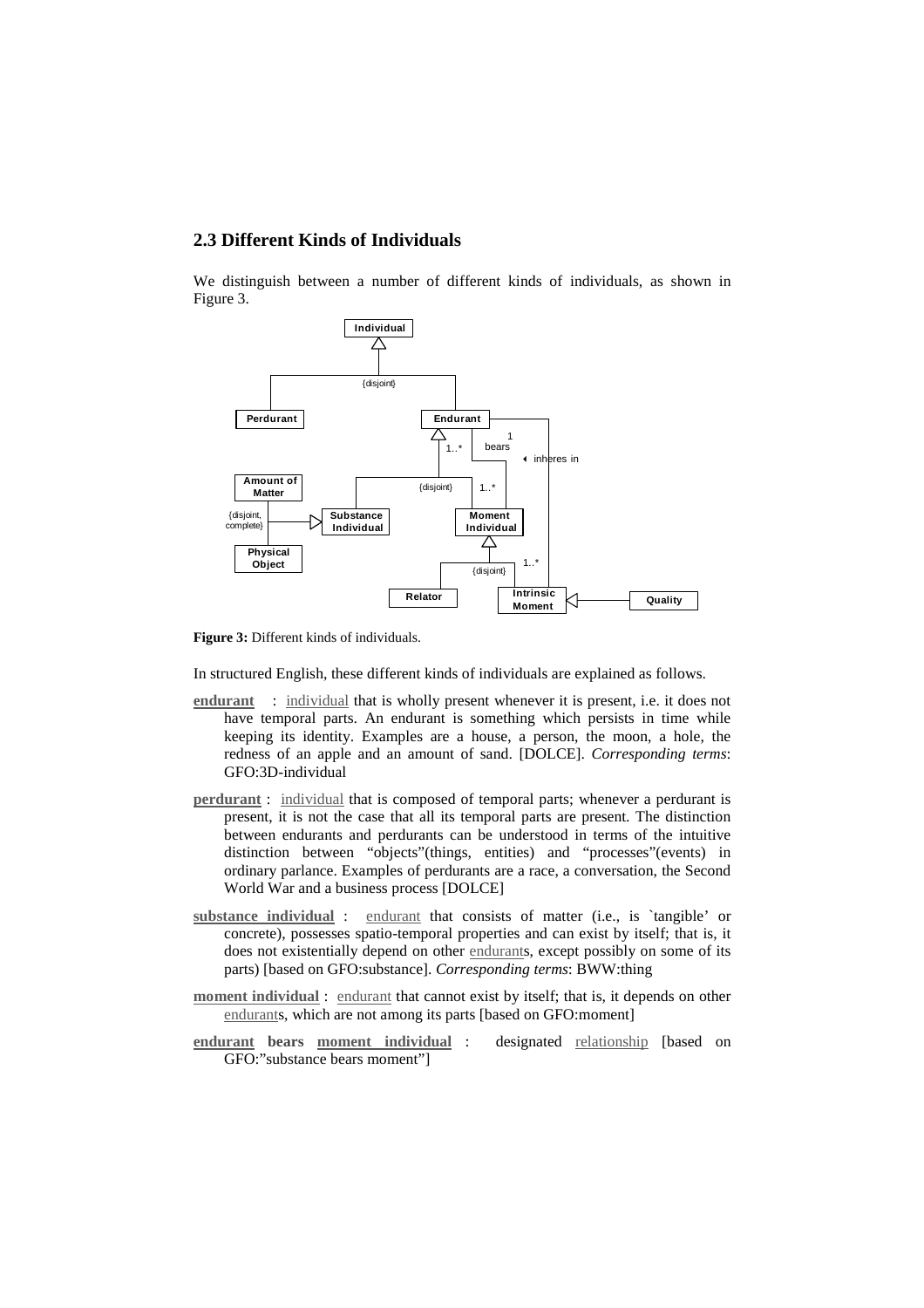## 2.3 Different Kinds of Individuals

We distinguish between a number of different kinds of individuals, as shown in Figure 3.

**Figure 3:** Different kinds of individuals.

In structured English, these different kinds of individuals are explained as follows.

**endurant** : individual that is wholly present whenever it is present, i.e. it does not have temporal parts. An endurant is something which persists in time while keeping its identity. Examples are a house, a person, the moon, a hole, the redness of an apple and an amount of sand. [DOLCE]. *Corresponding terms*: GFO:3D-individual

**perdurant** : individual that is composed of temporal parts; whenever a perdurant is present, it is not the case that all its temporal parts are present. The distinction between endurants and perdurants can be understood in terms of the intuitive distinction between "objects"(things, entities) and "processes"(events) in ordinary parlance. Examples of perdurants are a race, a conversation, the Second World War and a business process [DOLCE]

**substance individual** : endurant that consists of matter (i.e., is `tangible' or concrete), possesses spatio-temporal properties and can exist by itself; that is, it does not existentially depend on other endurants, except possibly on some of its parts) [based on GFO:substance]. *Corresponding terms*: BWW:thing

**moment individual** : endurant that cannot exist by itself; that is, it depends on other endurants, which are not among its parts [based on GFO:moment]

**endurant bears moment individual** : designated relationship [based on GFO:"substance bears moment"]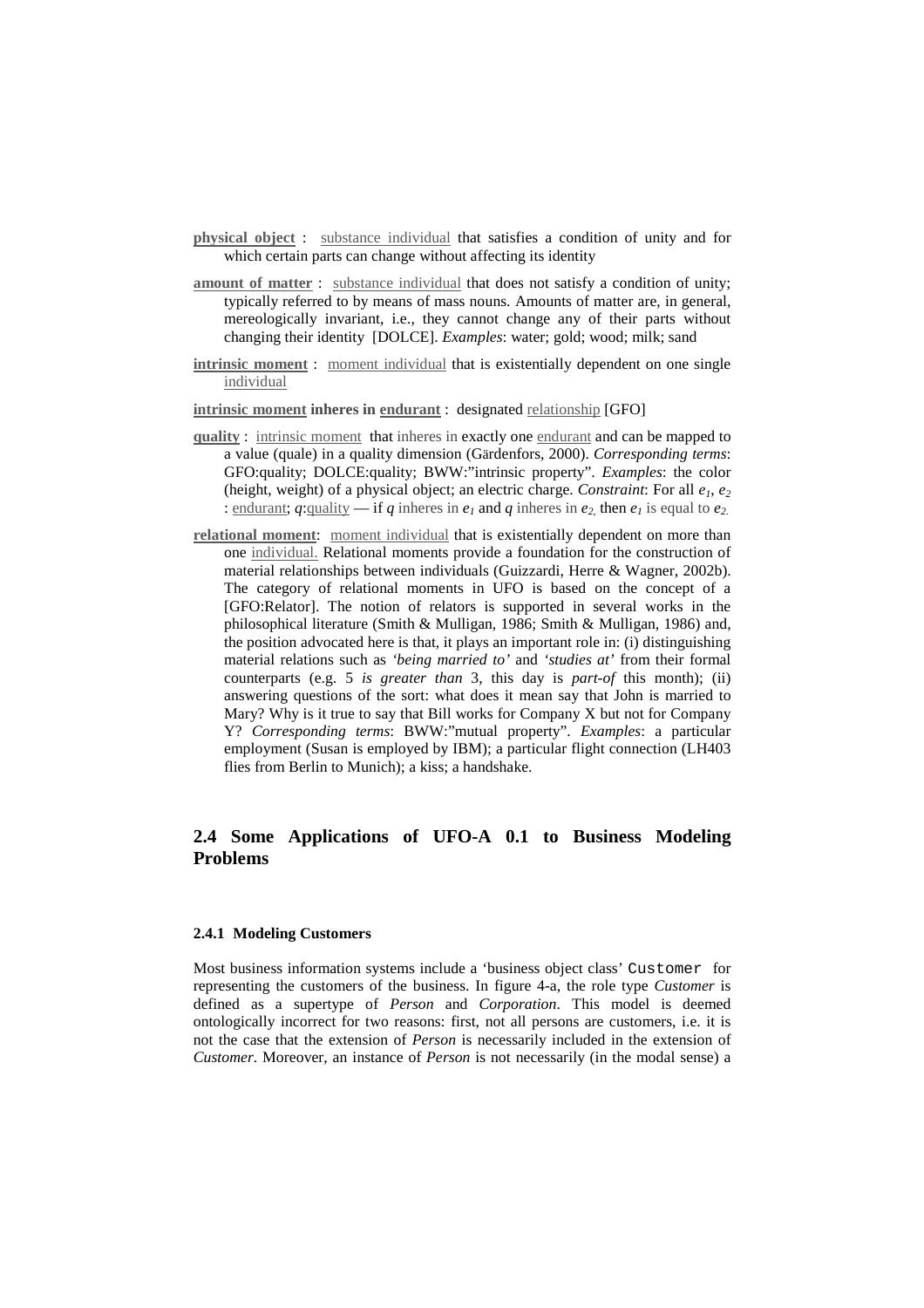**physical object** : substance individual that satisfies a condition of unity and for which certain parts can change without affecting its identity

**amount of matter** : substance individual that does not satisfy a condition of unity; typically referred to by means of mass nouns. Amounts of matter are, in general, mereologically invariant, i.e., they cannot change any of their parts without changing their identity [DOLCE]. *Examples*: water; gold; wood; milk; sand

**intrinsic moment** : moment individual that is existentially dependent on one single individual

**intrinsic moment inheres in endurant** : designated relationship [GFO]

**quality** : intrinsic moment that inheres in exactly one endurant and can be mapped to a value (quale) in a quality dimension (Gärdenfors, 2000). *Corresponding terms*: GFO:quality; DOLCE:quality; BWW:"intrinsic property". *Examples*: the color (height, weight) of a physical object; an electric charge. *Constraint*: For all $e_1$, $e_2$ : endurant; $q$:quality — if $q$ inheres in $e_1$ and $q$ inheres in $e_2$, then $e_1$ is equal to $e_2$.

**relational moment**: moment individual that is existentially dependent on more than one individual. Relational moments provide a foundation for the construction of material relationships between individuals (Guizzardi, Herre & Wagner, 2002b). The category of relational moments in UFO is based on the concept of a [GFO:Relator]. The notion of relators is supported in several works in the philosophical literature (Smith & Mulligan, 1986; Smith & Mulligan, 1986) and, the position advocated here is that, it plays an important role in: (i) distinguishing material relations such as *'being married to'* and *'studies at'* from their formal counterparts (e.g. 5 *is greater than* 3, this day is *part-of* this month); (ii) answering questions of the sort: what does it mean say that John is married to Mary? Why is it true to say that Bill works for Company X but not for Company Y? *Corresponding terms*: BWW:"mutual property". *Examples*: a particular employment (Susan is employed by IBM); a particular flight connection (LH403 flies from Berlin to Munich); a kiss; a handshake.

## 2.4 Some Applications of UFO-A 0.1 to Business Modeling Problems

### 2.4.1 Modeling Customers

Most business information systems include a 'business object class' `Customer` for representing the customers of the business. In figure 4-a, the role type *Customer* is defined as a supertype of *Person* and *Corporation*. This model is deemed ontologically incorrect for two reasons: first, not all persons are customers, i.e. it is not the case that the extension of *Person* is necessarily included in the extension of *Customer*. Moreover, an instance of *Person* is not necessarily (in the modal sense) a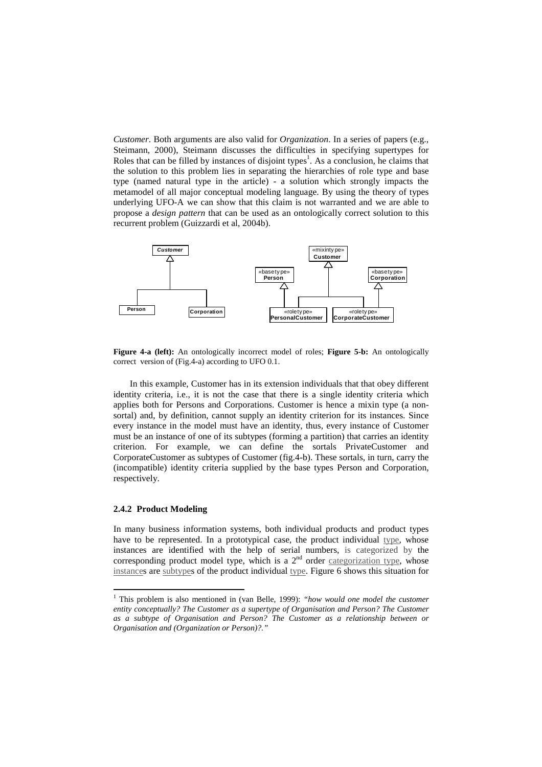*Customer*. Both arguments are also valid for *Organization*. In a series of papers (e.g., Steimann, 2000), Steimann discusses the difficulties in specifying supertypes for Roles that can be filled by instances of disjoint types[1]. As a conclusion, he claims that the solution to this problem lies in separating the hierarchies of role type and base type (named natural type in the article) - a solution which strongly impacts the metamodel of all major conceptual modeling language. By using the theory of types underlying UFO-A we can show that this claim is not warranted and we are able to propose a *design pattern* that can be used as an ontologically correct solution to this recurrent problem (Guizzardi et al, 2004b).

**Figure 4-a (left):** An ontologically incorrect model of roles; **Figure 5-b:** An ontologically correct version of (Fig.4-a) according to UFO 0.1.

In this example, Customer has in its extension individuals that that obey different identity criteria, i.e., it is not the case that there is a single identity criteria which applies both for Persons and Corporations. Customer is hence a mixin type (a non-sortal) and, by definition, cannot supply an identity criterion for its instances. Since every instance in the model must have an identity, thus, every instance of Customer must be an instance of one of its subtypes (forming a partition) that carries an identity criterion. For example, we can define the sortals PrivateCustomer and CorporateCustomer as subtypes of Customer (fig.4-b). These sortals, in turn, carry the (incompatible) identity criteria supplied by the base types Person and Corporation, respectively.

### 2.4.2 Product Modeling

In many business information systems, both individual products and product types have to be represented. In a prototypical case, the product individual type, whose instances are identified with the help of serial numbers, is categorized by the corresponding product model type, which is a 2[nd] order categorization type, whose instances are subtypes of the product individual type. Figure 6 shows this situation for

[1] This problem is also mentioned in (van Belle, 1999): *"how would one model the customer entity conceptually? The Customer as a supertype of Organisation and Person? The Customer as a subtype of Organisation and Person? The Customer as a relationship between or Organisation and (Organization or Person)?."*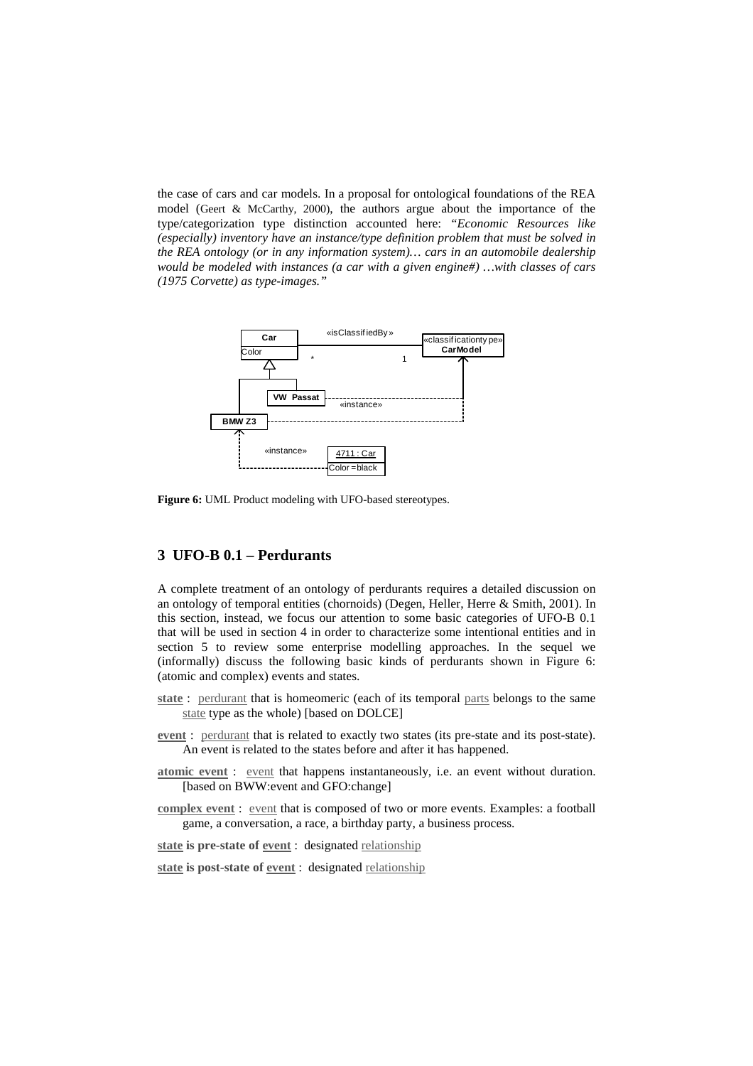the case of cars and car models. In a proposal for ontological foundations of the REA model (Geert & McCarthy, 2000), the authors argue about the importance of the type/categorization type distinction accounted here: *"Economic Resources like (especially) inventory have an instance/type definition problem that must be solved in the REA ontology (or in any information system)… cars in an automobile dealership would be modeled with instances (a car with a given engine#) …with classes of cars (1975 Corvette) as type-images."*

**Figure 6:** UML Product modeling with UFO-based stereotypes.

## 3 UFO-B 0.1 – Perdurants

A complete treatment of an ontology of perdurants requires a detailed discussion on an ontology of temporal entities (chornoids) (Degen, Heller, Herre & Smith, 2001). In this section, instead, we focus our attention to some basic categories of UFO-B 0.1 that will be used in section 4 in order to characterize some intentional entities and in section 5 to review some enterprise modelling approaches. In the sequel we (informally) discuss the following basic kinds of perdurants shown in Figure 6: (atomic and complex) events and states.

**state** : perdurant that is homeomeric (each of its temporal parts belongs to the same state type as the whole) [based on DOLCE]

**event** : perdurant that is related to exactly two states (its pre-state and its post-state). An event is related to the states before and after it has happened.

**atomic event** : event that happens instantaneously, i.e. an event without duration. [based on BWW:event and GFO:change]

**complex event** : event that is composed of two or more events. Examples: a football game, a conversation, a race, a birthday party, a business process.

**state is pre-state of event** : designated relationship

**state is post-state of event** : designated relationship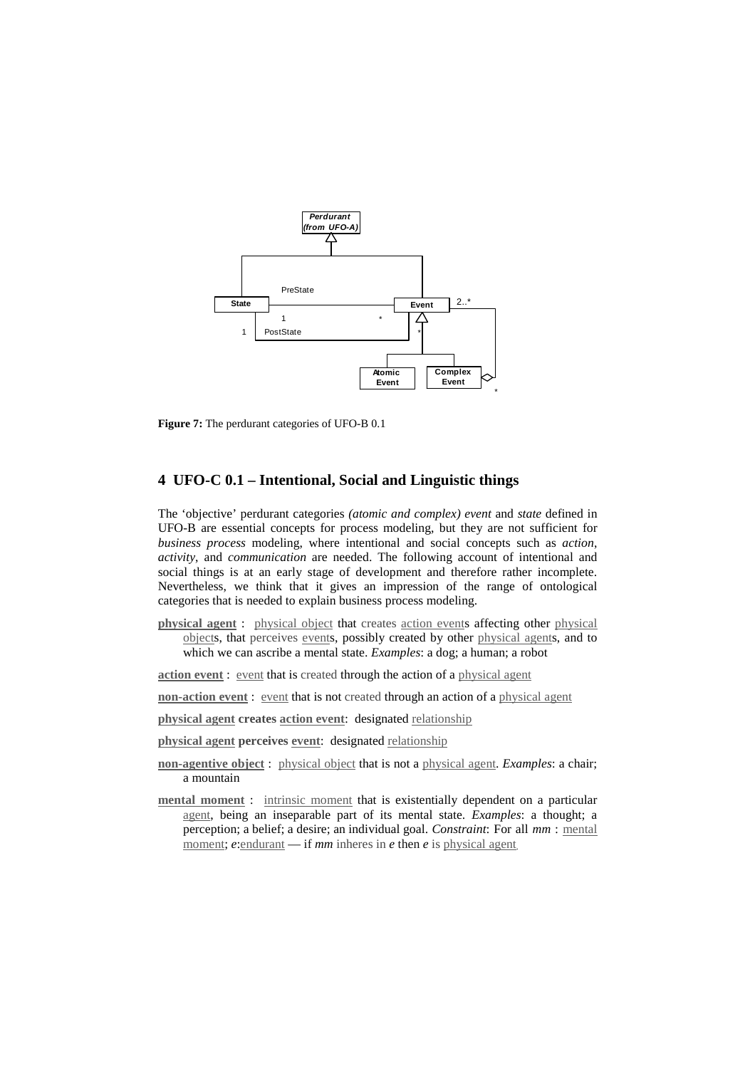**Figure 7:** The perdurant categories of UFO-B 0.1

## 4 UFO-C 0.1 – Intentional, Social and Linguistic things

The 'objective' perdurant categories *(atomic and complex) event* and *state* defined in UFO-B are essential concepts for process modeling, but they are not sufficient for *business process* modeling, where intentional and social concepts such as *action*, *activity*, and *communication* are needed. The following account of intentional and social things is at an early stage of development and therefore rather incomplete. Nevertheless, we think that it gives an impression of the range of ontological categories that is needed to explain business process modeling.

**physical agent** : physical object that creates action events affecting other physical objects, that perceives events, possibly created by other physical agents, and to which we can ascribe a mental state. *Examples*: a dog; a human; a robot

**action event** : event that is created through the action of a physical agent

**non-action event** : event that is not created through an action of a physical agent

**physical agent creates action event**: designated relationship

**physical agent perceives event**: designated relationship

**non-agentive object** : physical object that is not a physical agent. *Examples*: a chair; a mountain

**mental moment** : intrinsic moment that is existentially dependent on a particular agent, being an inseparable part of its mental state. *Examples*: a thought; a perception; a belief; a desire; an individual goal. *Constraint*: For all *mm* : mental moment; *e*:endurant — if *mm* inheres in *e* then *e* is physical agent.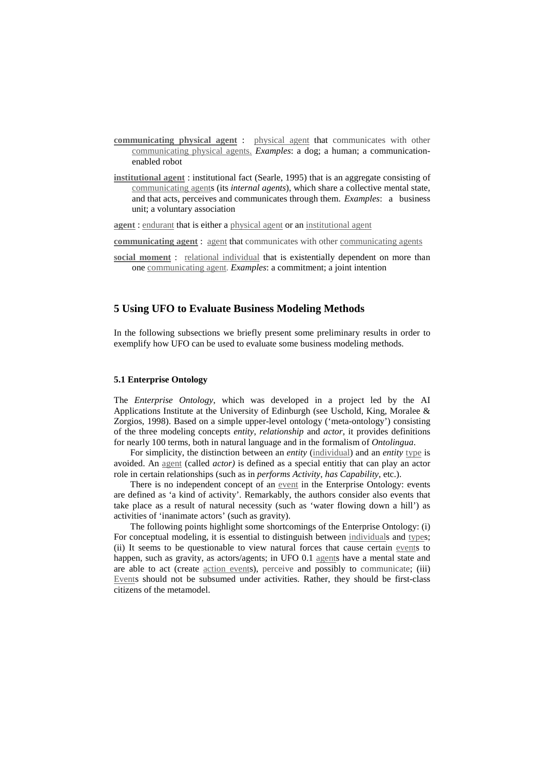**communicating physical agent** : physical agent that communicates with other communicating physical agents. *Examples*: a dog; a human; a communication-enabled robot

**institutional agent** : institutional fact (Searle, 1995) that is an aggregate consisting of communicating agents (its *internal agents*), which share a collective mental state, and that acts, perceives and communicates through them. *Examples*: a business unit; a voluntary association

**agent** : endurant that is either a physical agent or an institutional agent

**communicating agent** : agent that communicates with other communicating agents

**social moment** : relational individual that is existentially dependent on more than one communicating agent. *Examples*: a commitment; a joint intention

## 5 Using UFO to Evaluate Business Modeling Methods

In the following subsections we briefly present some preliminary results in order to exemplify how UFO can be used to evaluate some business modeling methods.

### 5.1 Enterprise Ontology

The *Enterprise Ontology*, which was developed in a project led by the AI Applications Institute at the University of Edinburgh (see Uschold, King, Moralee & Zorgios, 1998). Based on a simple upper-level ontology ('meta-ontology') consisting of the three modeling concepts *entity*, *relationship* and *actor*, it provides definitions for nearly 100 terms, both in natural language and in the formalism of *Ontolingua*.

For simplicity, the distinction between an *entity* (individual) and an *entity* type is avoided. An agent (called *actor)* is defined as a special entitiy that can play an actor role in certain relationships (such as in *performs Activity*, *has Capability*, etc.).

There is no independent concept of an event in the Enterprise Ontology: events are defined as 'a kind of activity'. Remarkably, the authors consider also events that take place as a result of natural necessity (such as 'water flowing down a hill') as activities of 'inanimate actors' (such as gravity).

The following points highlight some shortcomings of the Enterprise Ontology: (i) For conceptual modeling, it is essential to distinguish between individuals and types; (ii) It seems to be questionable to view natural forces that cause certain events to happen, such as gravity, as actors/agents; in UFO 0.1 agents have a mental state and are able to act (create action events), perceive and possibly to communicate; (iii) Events should not be subsumed under activities. Rather, they should be first-class citizens of the metamodel.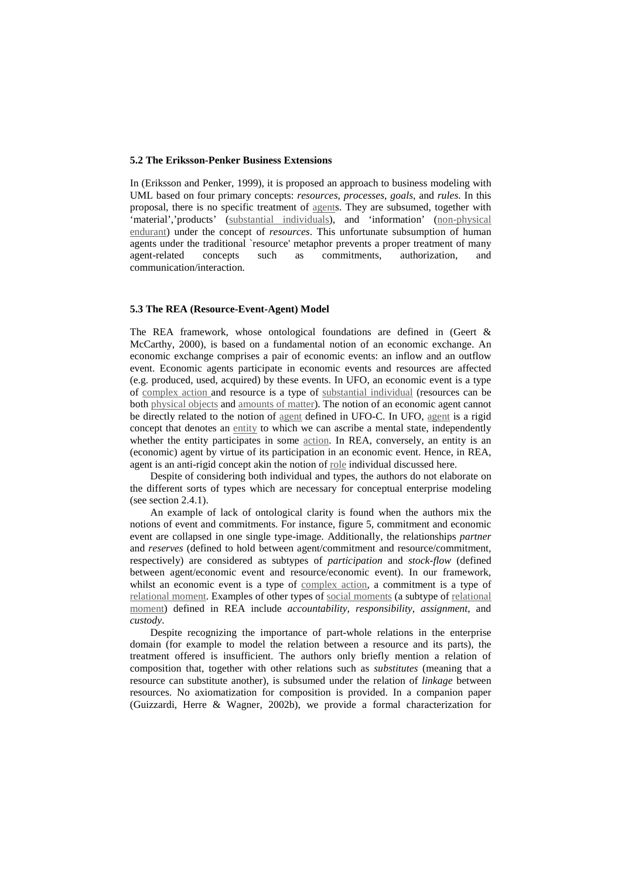### 5.2 The Eriksson-Penker Business Extensions

In (Eriksson and Penker, 1999), it is proposed an approach to business modeling with UML based on four primary concepts: *resources*, *processes*, *goals*, and *rules*. In this proposal, there is no specific treatment of agents. They are subsumed, together with 'material','products' (substantial individuals), and 'information' (non-physical endurant) under the concept of *resources*. This unfortunate subsumption of human agents under the traditional `resource' metaphor prevents a proper treatment of many agent-related concepts such as commitments, authorization, and communication/interaction.

### 5.3 The REA (Resource-Event-Agent) Model

The REA framework, whose ontological foundations are defined in (Geert & McCarthy, 2000), is based on a fundamental notion of an economic exchange. An economic exchange comprises a pair of economic events: an inflow and an outflow event. Economic agents participate in economic events and resources are affected (e.g. produced, used, acquired) by these events. In UFO, an economic event is a type of complex action and resource is a type of substantial individual (resources can be both physical objects and amounts of matter). The notion of an economic agent cannot be directly related to the notion of agent defined in UFO-C. In UFO, agent is a rigid concept that denotes an entity to which we can ascribe a mental state, independently whether the entity participates in some action. In REA, conversely, an entity is an (economic) agent by virtue of its participation in an economic event. Hence, in REA, agent is an anti-rigid concept akin the notion of role individual discussed here.

Despite of considering both individual and types, the authors do not elaborate on the different sorts of types which are necessary for conceptual enterprise modeling (see section 2.4.1).

An example of lack of ontological clarity is found when the authors mix the notions of event and commitments. For instance, figure 5, commitment and economic event are collapsed in one single type-image. Additionally, the relationships *partner* and *reserves* (defined to hold between agent/commitment and resource/commitment, respectively) are considered as subtypes of *participation* and *stock-flow* (defined between agent/economic event and resource/economic event). In our framework, whilst an economic event is a type of complex action, a commitment is a type of relational moment. Examples of other types of social moments (a subtype of relational moment) defined in REA include *accountability*, *responsibility*, *assignment*, and *custody*.

Despite recognizing the importance of part-whole relations in the enterprise domain (for example to model the relation between a resource and its parts), the treatment offered is insufficient. The authors only briefly mention a relation of composition that, together with other relations such as *substitutes* (meaning that a resource can substitute another), is subsumed under the relation of *linkage* between resources. No axiomatization for composition is provided. In a companion paper (Guizzardi, Herre & Wagner, 2002b), we provide a formal characterization for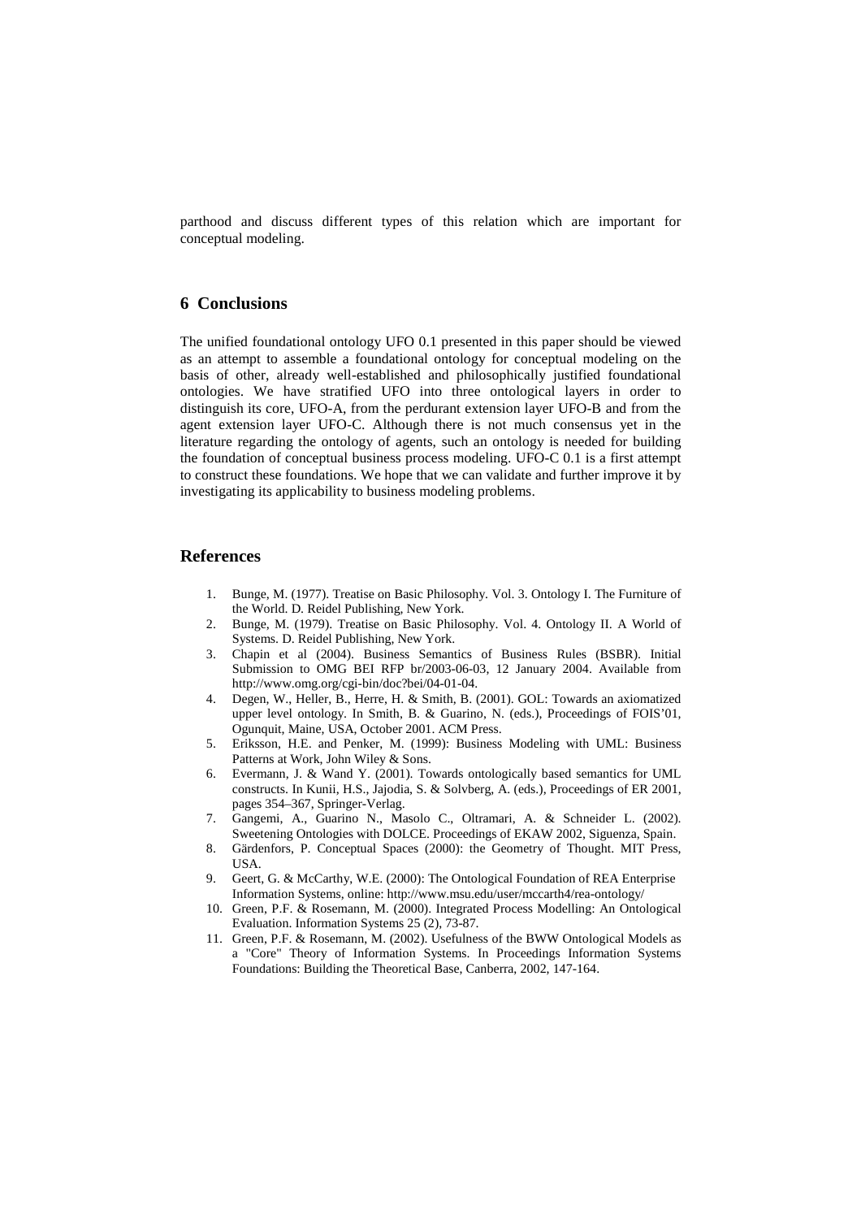parthood and discuss different types of this relation which are important for conceptual modeling.

## 6 Conclusions

The unified foundational ontology UFO 0.1 presented in this paper should be viewed as an attempt to assemble a foundational ontology for conceptual modeling on the basis of other, already well-established and philosophically justified foundational ontologies. We have stratified UFO into three ontological layers in order to distinguish its core, UFO-A, from the perdurant extension layer UFO-B and from the agent extension layer UFO-C. Although there is not much consensus yet in the literature regarding the ontology of agents, such an ontology is needed for building the foundation of conceptual business process modeling. UFO-C 0.1 is a first attempt to construct these foundations. We hope that we can validate and further improve it by investigating its applicability to business modeling problems.

## References

1. Bunge, M. (1977). Treatise on Basic Philosophy. Vol. 3. Ontology I. The Furniture of the World. D. Reidel Publishing, New York.
2. Bunge, M. (1979). Treatise on Basic Philosophy. Vol. 4. Ontology II. A World of Systems. D. Reidel Publishing, New York.
3. Chapin et al (2004). Business Semantics of Business Rules (BSBR). Initial Submission to OMG BEI RFP br/2003-06-03, 12 January 2004. Available from http://www.omg.org/cgi-bin/doc?bei/04-01-04.
4. Degen, W., Heller, B., Herre, H. & Smith, B. (2001). GOL: Towards an axiomatized upper level ontology. In Smith, B. & Guarino, N. (eds.), Proceedings of FOIS'01, Ogunquit, Maine, USA, October 2001. ACM Press.
5. Eriksson, H.E. and Penker, M. (1999): Business Modeling with UML: Business Patterns at Work, John Wiley & Sons.
6. Evermann, J. & Wand Y. (2001). Towards ontologically based semantics for UML constructs. In Kunii, H.S., Jajodia, S. & Solvberg, A. (eds.), Proceedings of ER 2001, pages 354–367, Springer-Verlag.
7. Gangemi, A., Guarino N., Masolo C., Oltramari, A. & Schneider L. (2002). Sweetening Ontologies with DOLCE. Proceedings of EKAW 2002, Siguenza, Spain.
8. Gärdenfors, P. Conceptual Spaces (2000): the Geometry of Thought. MIT Press, USA.
9. Geert, G. & McCarthy, W.E. (2000): The Ontological Foundation of REA Enterprise Information Systems, online: http://www.msu.edu/user/mccarth4/rea-ontology/
10. Green, P.F. & Rosemann, M. (2000). Integrated Process Modelling: An Ontological Evaluation. Information Systems 25 (2), 73-87.
11. Green, P.F. & Rosemann, M. (2002). Usefulness of the BWW Ontological Models as a "Core" Theory of Information Systems. In Proceedings Information Systems Foundations: Building the Theoretical Base, Canberra, 2002, 147-164.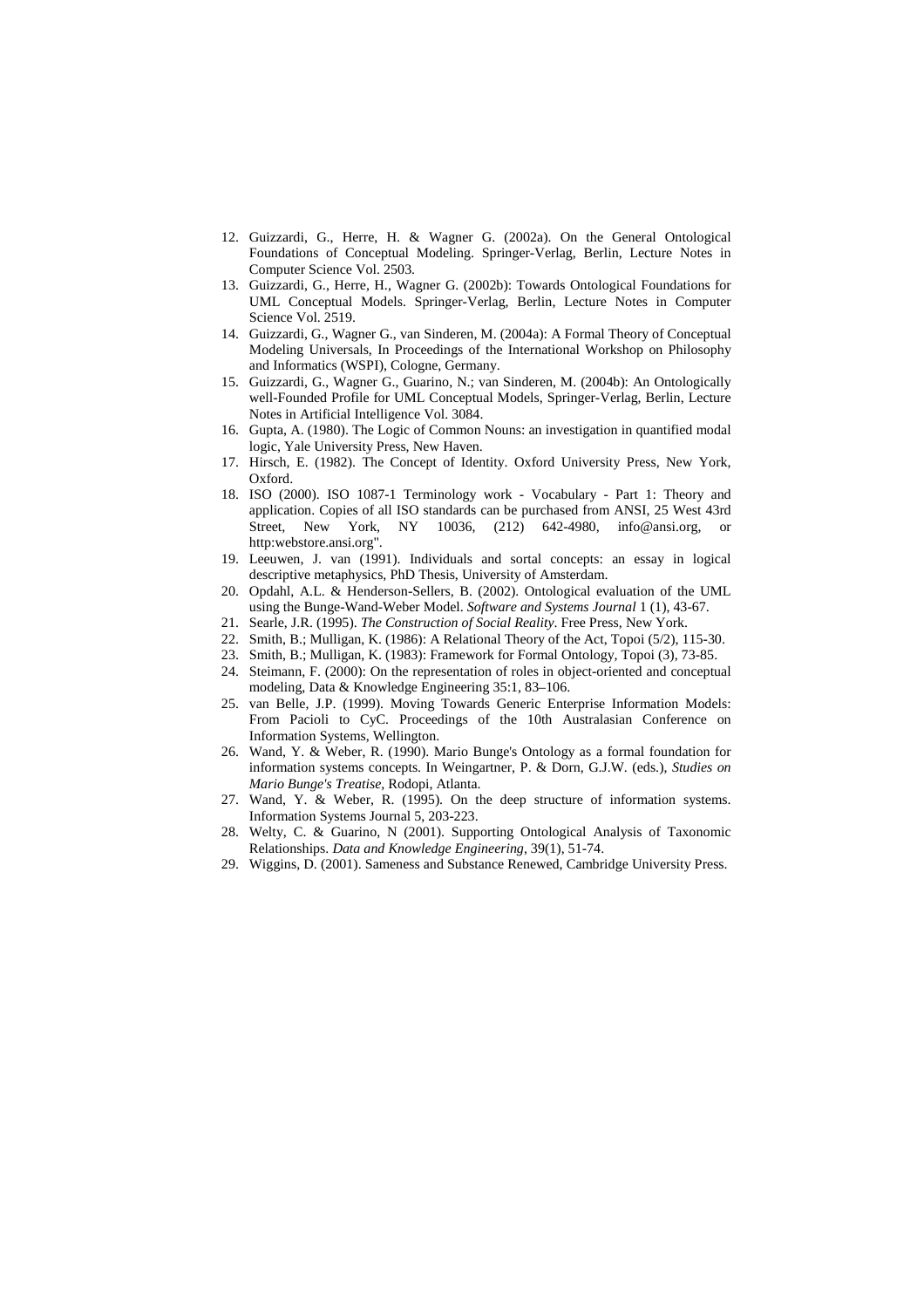12. Guizzardi, G., Herre, H. & Wagner G. (2002a). On the General Ontological Foundations of Conceptual Modeling. Springer-Verlag, Berlin, Lecture Notes in Computer Science Vol. 2503.
13. Guizzardi, G., Herre, H., Wagner G. (2002b): Towards Ontological Foundations for UML Conceptual Models. Springer-Verlag, Berlin, Lecture Notes in Computer Science Vol. 2519.
14. Guizzardi, G., Wagner G., van Sinderen, M. (2004a): A Formal Theory of Conceptual Modeling Universals, In Proceedings of the International Workshop on Philosophy and Informatics (WSPI), Cologne, Germany.
15. Guizzardi, G., Wagner G., Guarino, N.; van Sinderen, M. (2004b): An Ontologically well-Founded Profile for UML Conceptual Models, Springer-Verlag, Berlin, Lecture Notes in Artificial Intelligence Vol. 3084.
16. Gupta, A. (1980). The Logic of Common Nouns: an investigation in quantified modal logic, Yale University Press, New Haven.
17. Hirsch, E. (1982). The Concept of Identity. Oxford University Press, New York, Oxford.
18. ISO (2000). ISO 1087-1 Terminology work - Vocabulary - Part 1: Theory and application. Copies of all ISO standards can be purchased from ANSI, 25 West 43rd Street, New York, NY 10036, (212) 642-4980, info@ansi.org, or http:webstore.ansi.org".
19. Leeuwen, J. van (1991). Individuals and sortal concepts: an essay in logical descriptive metaphysics, PhD Thesis, University of Amsterdam.
20. Opdahl, A.L. & Henderson-Sellers, B. (2002). Ontological evaluation of the UML using the Bunge-Wand-Weber Model. *Software and Systems Journal* 1 (1), 43-67.
21. Searle, J.R. (1995). *The Construction of Social Reality*. Free Press, New York.
22. Smith, B.; Mulligan, K. (1986): A Relational Theory of the Act, Topoi (5/2), 115-30.
23. Smith, B.; Mulligan, K. (1983): Framework for Formal Ontology, Topoi (3), 73-85.
24. Steimann, F. (2000): On the representation of roles in object-oriented and conceptual modeling, Data & Knowledge Engineering 35:1, 83–106.
25. van Belle, J.P. (1999). Moving Towards Generic Enterprise Information Models: From Pacioli to CyC. Proceedings of the 10th Australasian Conference on Information Systems, Wellington.
26. Wand, Y. & Weber, R. (1990). Mario Bunge's Ontology as a formal foundation for information systems concepts. In Weingartner, P. & Dorn, G.J.W. (eds.), *Studies on Mario Bunge's Treatise*, Rodopi, Atlanta.
27. Wand, Y. & Weber, R. (1995). On the deep structure of information systems. Information Systems Journal 5, 203-223.
28. Welty, C. & Guarino, N (2001). Supporting Ontological Analysis of Taxonomic Relationships. *Data and Knowledge Engineering*, 39(1), 51-74.
29. Wiggins, D. (2001). Sameness and Substance Renewed, Cambridge University Press.